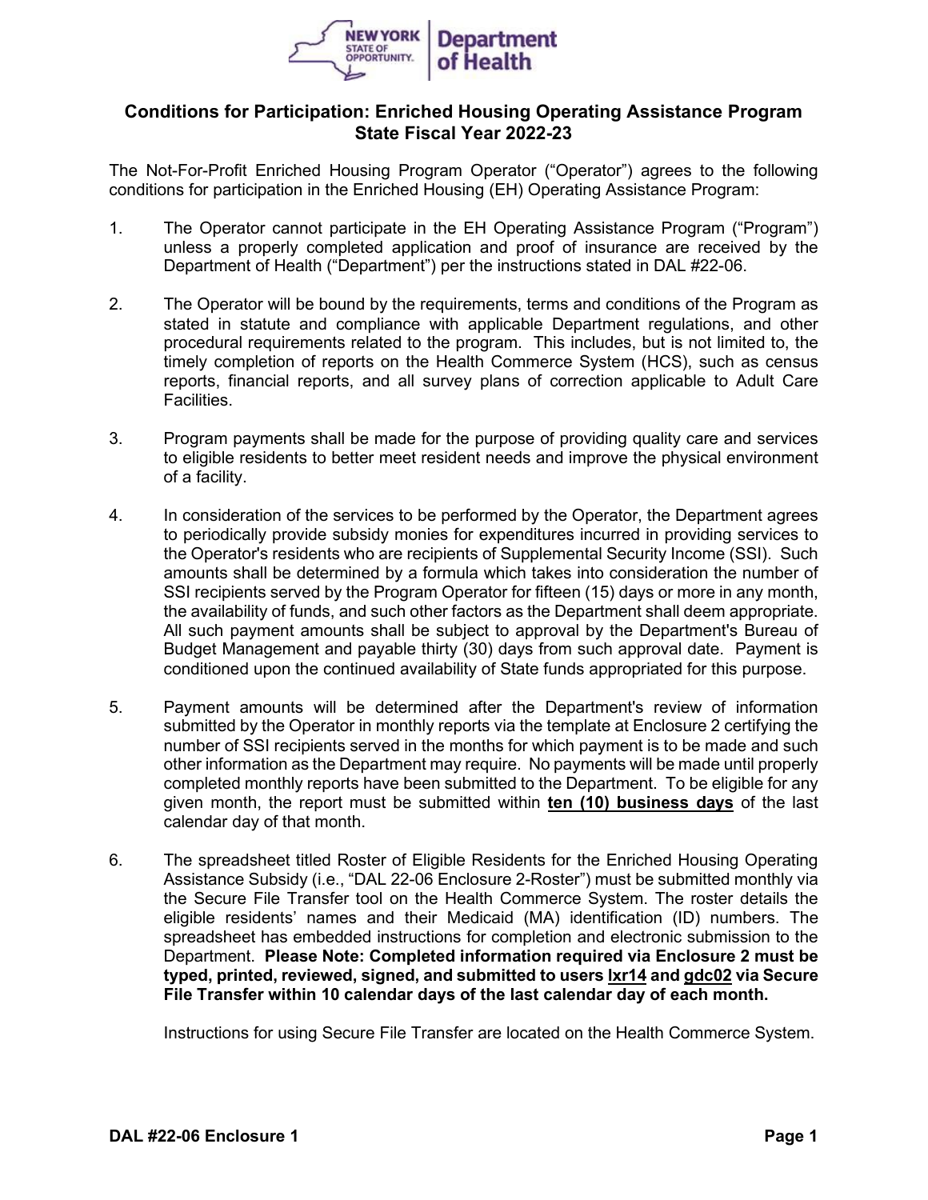## Conditions for Participation: Enriched Housing Operating Assistance Program State Fiscal Year 2022-23

The Not-For-Profit Enriched Housing Program Operator ("Operator") agrees to the following conditions for participation in the Enriched Housing (EH) Operating Assistance Program:

1. The Operator cannot participate in the EH Operating Assistance Program ("Program") unless a properly completed application and proof of insurance are received by the Department of Health ("Department") per the instructions stated in DAL #22-06.

2. The Operator will be bound by the requirements, terms and conditions of the Program as stated in statute and compliance with applicable Department regulations, and other procedural requirements related to the program. This includes, but is not limited to, the timely completion of reports on the Health Commerce System (HCS), such as census reports, financial reports, and all survey plans of correction applicable to Adult Care Facilities.

3. Program payments shall be made for the purpose of providing quality care and services to eligible residents to better meet resident needs and improve the physical environment of a facility.

4. In consideration of the services to be performed by the Operator, the Department agrees to periodically provide subsidy monies for expenditures incurred in providing services to the Operator's residents who are recipients of Supplemental Security Income (SSI). Such amounts shall be determined by a formula which takes into consideration the number of SSI recipients served by the Program Operator for fifteen (15) days or more in any month, the availability of funds, and such other factors as the Department shall deem appropriate. All such payment amounts shall be subject to approval by the Department's Bureau of Budget Management and payable thirty (30) days from such approval date. Payment is conditioned upon the continued availability of State funds appropriated for this purpose.

5. Payment amounts will be determined after the Department's review of information submitted by the Operator in monthly reports via the template at Enclosure 2 certifying the number of SSI recipients served in the months for which payment is to be made and such other information as the Department may require. No payments will be made until properly completed monthly reports have been submitted to the Department. To be eligible for any given month, the report must be submitted within **ten (10) business days** of the last calendar day of that month.

6. The spreadsheet titled Roster of Eligible Residents for the Enriched Housing Operating Assistance Subsidy (i.e., "DAL 22-06 Enclosure 2-Roster") must be submitted monthly via the Secure File Transfer tool on the Health Commerce System. The roster details the eligible residents' names and their Medicaid (MA) identification (ID) numbers. The spreadsheet has embedded instructions for completion and electronic submission to the Department. **Please Note: Completed information required via Enclosure 2 must be typed, printed, reviewed, signed, and submitted to users lxr14 and gdc02 via Secure File Transfer within 10 calendar days of the last calendar day of each month.**

   Instructions for using Secure File Transfer are located on the Health Commerce System.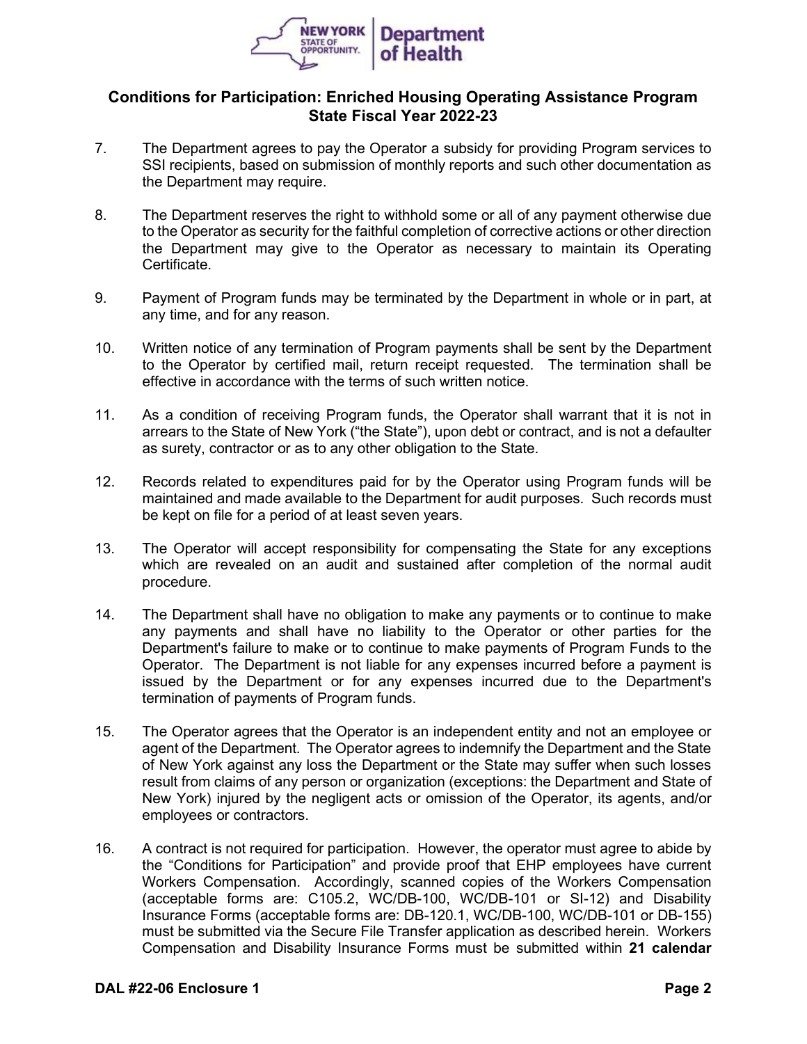## Conditions for Participation: Enriched Housing Operating Assistance Program State Fiscal Year 2022-23

7. The Department agrees to pay the Operator a subsidy for providing Program services to SSI recipients, based on submission of monthly reports and such other documentation as the Department may require.

8. The Department reserves the right to withhold some or all of any payment otherwise due to the Operator as security for the faithful completion of corrective actions or other direction the Department may give to the Operator as necessary to maintain its Operating Certificate.

9. Payment of Program funds may be terminated by the Department in whole or in part, at any time, and for any reason.

10. Written notice of any termination of Program payments shall be sent by the Department to the Operator by certified mail, return receipt requested. The termination shall be effective in accordance with the terms of such written notice.

11. As a condition of receiving Program funds, the Operator shall warrant that it is not in arrears to the State of New York ("the State"), upon debt or contract, and is not a defaulter as surety, contractor or as to any other obligation to the State.

12. Records related to expenditures paid for by the Operator using Program funds will be maintained and made available to the Department for audit purposes. Such records must be kept on file for a period of at least seven years.

13. The Operator will accept responsibility for compensating the State for any exceptions which are revealed on an audit and sustained after completion of the normal audit procedure.

14. The Department shall have no obligation to make any payments or to continue to make any payments and shall have no liability to the Operator or other parties for the Department's failure to make or to continue to make payments of Program Funds to the Operator. The Department is not liable for any expenses incurred before a payment is issued by the Department or for any expenses incurred due to the Department's termination of payments of Program funds.

15. The Operator agrees that the Operator is an independent entity and not an employee or agent of the Department. The Operator agrees to indemnify the Department and the State of New York against any loss the Department or the State may suffer when such losses result from claims of any person or organization (exceptions: the Department and State of New York) injured by the negligent acts or omission of the Operator, its agents, and/or employees or contractors.

16. A contract is not required for participation. However, the operator must agree to abide by the "Conditions for Participation" and provide proof that EHP employees have current Workers Compensation. Accordingly, scanned copies of the Workers Compensation (acceptable forms are: C105.2, WC/DB-100, WC/DB-101 or SI-12) and Disability Insurance Forms (acceptable forms are: DB-120.1, WC/DB-100, WC/DB-101 or DB-155) must be submitted via the Secure File Transfer application as described herein. Workers Compensation and Disability Insurance Forms must be submitted within **21 calendar**

DAL #22-06 Enclosure 1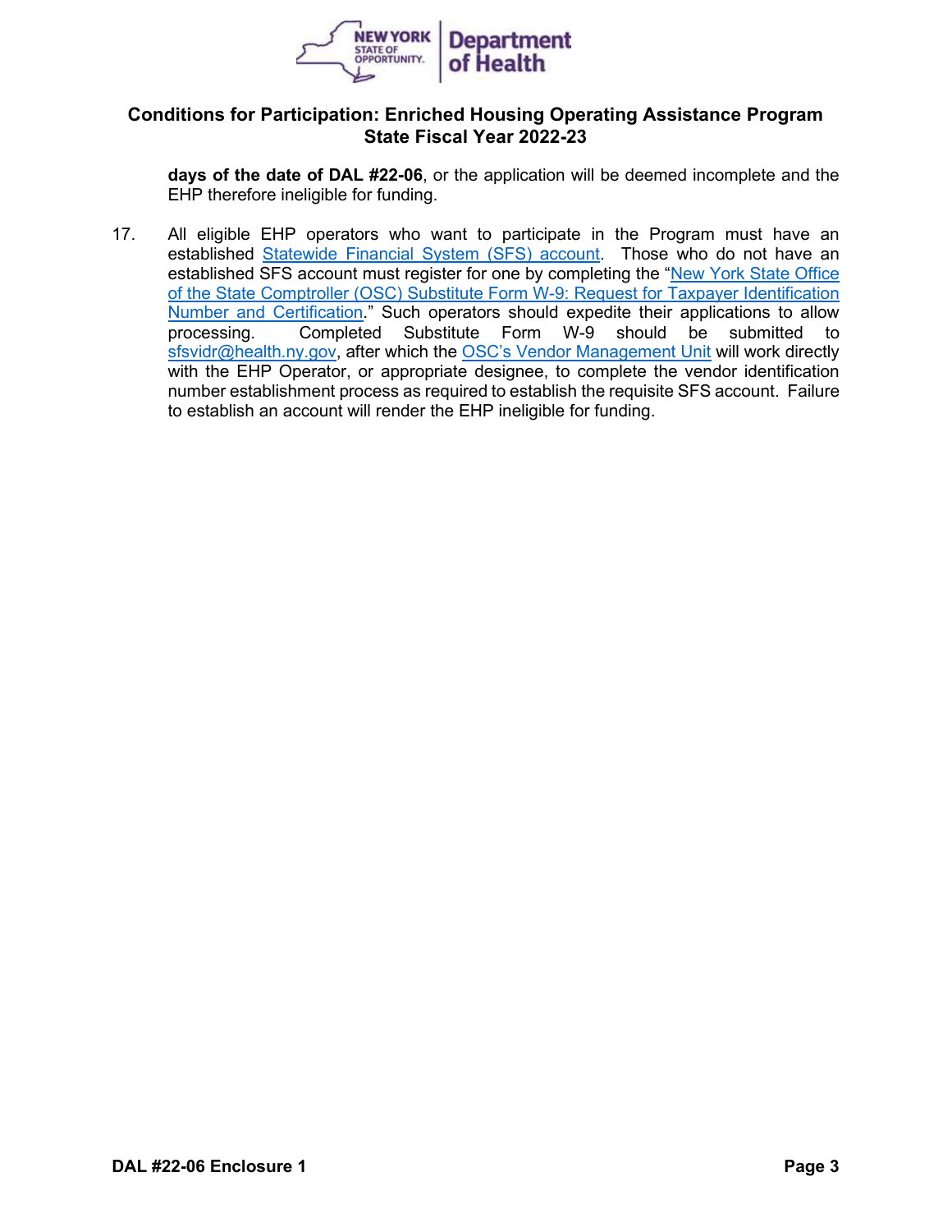**days of the date of DAL #22-06**, or the application will be deemed incomplete and the EHP therefore ineligible for funding.

17. All eligible EHP operators who want to participate in the Program must have an established Statewide Financial System (SFS) account. Those who do not have an established SFS account must register for one by completing the "New York State Office of the State Comptroller (OSC) Substitute Form W-9: Request for Taxpayer Identification Number and Certification." Such operators should expedite their applications to allow processing. Completed Substitute Form W-9 should be submitted to sfsvidr@health.ny.gov, after which the OSC's Vendor Management Unit will work directly with the EHP Operator, or appropriate designee, to complete the vendor identification number establishment process as required to establish the requisite SFS account. Failure to establish an account will render the EHP ineligible for funding.